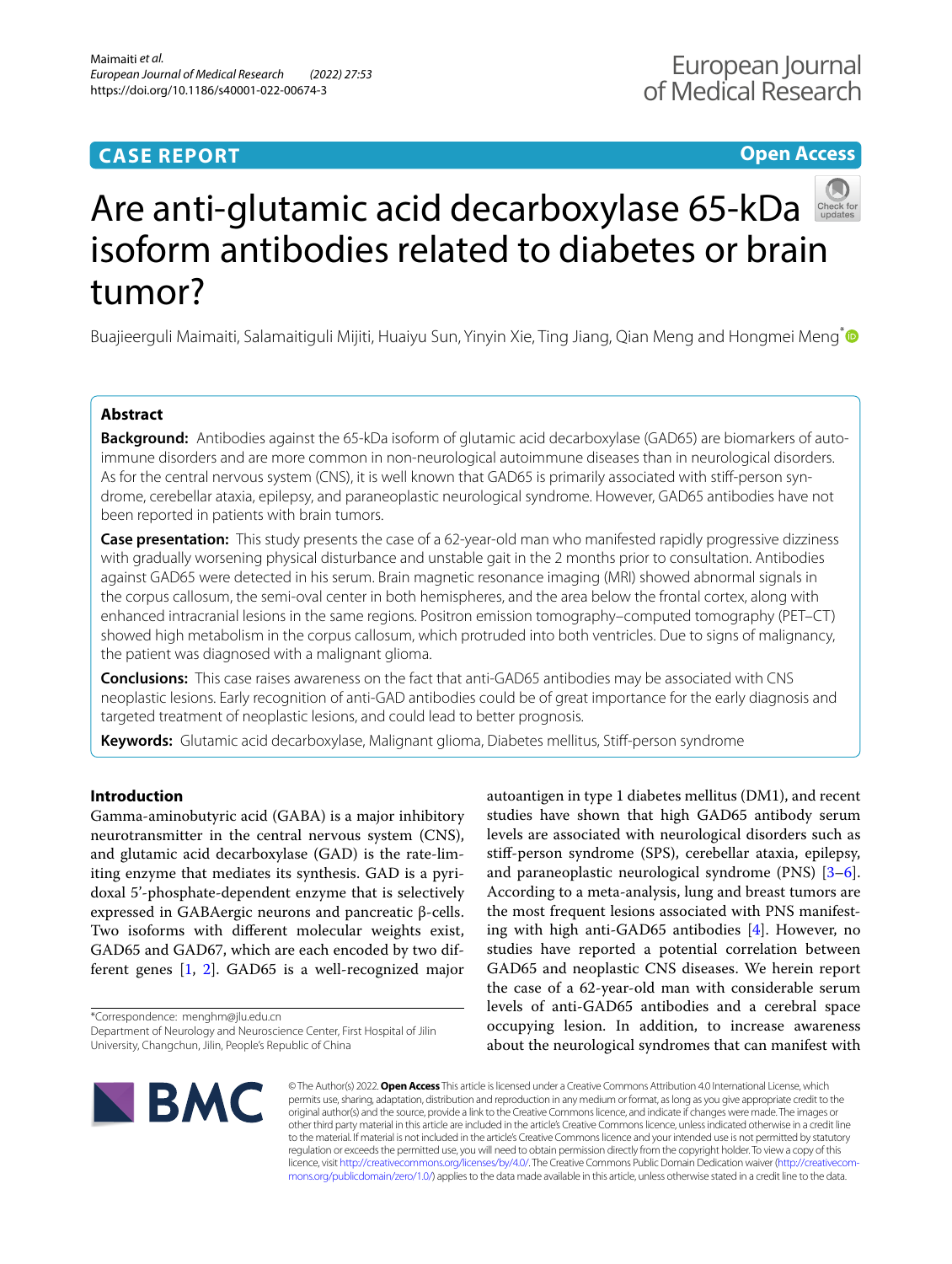CASE REPORT

Open Access

# Are anti-glutamic acid decarboxylase 65-kDa isoform antibodies related to diabetes or brain tumor?

Buajieerguli Maimaiti, Salamaitiguli Mijiti, Huaiyu Sun, Yinyin Xie, Ting Jiang, Qian Meng and Hongmei Meng*

## Abstract

**Background:** Antibodies against the 65-kDa isoform of glutamic acid decarboxylase (GAD65) are biomarkers of autoimmune disorders and are more common in non-neurological autoimmune diseases than in neurological disorders. As for the central nervous system (CNS), it is well known that GAD65 is primarily associated with stiff-person syndrome, cerebellar ataxia, epilepsy, and paraneoplastic neurological syndrome. However, GAD65 antibodies have not been reported in patients with brain tumors.

**Case presentation:** This study presents the case of a 62-year-old man who manifested rapidly progressive dizziness with gradually worsening physical disturbance and unstable gait in the 2 months prior to consultation. Antibodies against GAD65 were detected in his serum. Brain magnetic resonance imaging (MRI) showed abnormal signals in the corpus callosum, the semi-oval center in both hemispheres, and the area below the frontal cortex, along with enhanced intracranial lesions in the same regions. Positron emission tomography–computed tomography (PET–CT) showed high metabolism in the corpus callosum, which protruded into both ventricles. Due to signs of malignancy, the patient was diagnosed with a malignant glioma.

**Conclusions:** This case raises awareness on the fact that anti-GAD65 antibodies may be associated with CNS neoplastic lesions. Early recognition of anti-GAD antibodies could be of great importance for the early diagnosis and targeted treatment of neoplastic lesions, and could lead to better prognosis.

**Keywords:** Glutamic acid decarboxylase, Malignant glioma, Diabetes mellitus, Stiff-person syndrome

## Introduction

Gamma-aminobutyric acid (GABA) is a major inhibitory neurotransmitter in the central nervous system (CNS), and glutamic acid decarboxylase (GAD) is the rate-limiting enzyme that mediates its synthesis. GAD is a pyridoxal 5'-phosphate-dependent enzyme that is selectively expressed in GABAergic neurons and pancreatic β-cells. Two isoforms with different molecular weights exist, GAD65 and GAD67, which are each encoded by two different genes [1, 2]. GAD65 is a well-recognized major autoantigen in type 1 diabetes mellitus (DM1), and recent studies have shown that high GAD65 antibody serum levels are associated with neurological disorders such as stiff-person syndrome (SPS), cerebellar ataxia, epilepsy, and paraneoplastic neurological syndrome (PNS) [3–6]. According to a meta-analysis, lung and breast tumors are the most frequent lesions associated with PNS manifesting with high anti-GAD65 antibodies [4]. However, no studies have reported a potential correlation between GAD65 and neoplastic CNS diseases. We herein report the case of a 62-year-old man with considerable serum levels of anti-GAD65 antibodies and a cerebral space occupying lesion. In addition, to increase awareness about the neurological syndromes that can manifest with

*Correspondence: menghm@jlu.edu.cn
Department of Neurology and Neuroscience Center, First Hospital of Jilin University, Changchun, Jilin, People's Republic of China

© The Author(s) 2022. **Open Access** This article is licensed under a Creative Commons Attribution 4.0 International License, which permits use, sharing, adaptation, distribution and reproduction in any medium or format, as long as you give appropriate credit to the original author(s) and the source, provide a link to the Creative Commons licence, and indicate if changes were made. The images or other third party material in this article are included in the article's Creative Commons licence, unless indicated otherwise in a credit line to the material. If material is not included in the article's Creative Commons licence and your intended use is not permitted by statutory regulation or exceeds the permitted use, you will need to obtain permission directly from the copyright holder. To view a copy of this licence, visit http://creativecommons.org/licenses/by/4.0/. The Creative Commons Public Domain Dedication waiver (http://creativecommons.org/publicdomain/zero/1.0/) applies to the data made available in this article, unless otherwise stated in a credit line to the data.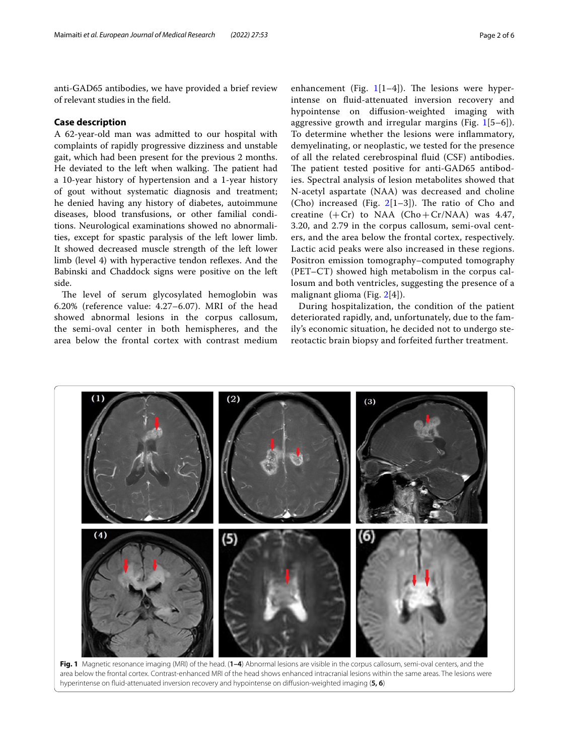anti-GAD65 antibodies, we have provided a brief review of relevant studies in the field.

## Case description

A 62-year-old man was admitted to our hospital with complaints of rapidly progressive dizziness and unstable gait, which had been present for the previous 2 months. He deviated to the left when walking. The patient had a 10-year history of hypertension and a 1-year history of gout without systematic diagnosis and treatment; he denied having any history of diabetes, autoimmune diseases, blood transfusions, or other familial conditions. Neurological examinations showed no abnormalities, except for spastic paralysis of the left lower limb. It showed decreased muscle strength of the left lower limb (level 4) with hyperactive tendon reflexes. And the Babinski and Chaddock signs were positive on the left side.

The level of serum glycosylated hemoglobin was 6.20% (reference value: 4.27–6.07). MRI of the head showed abnormal lesions in the corpus callosum, the semi-oval center in both hemispheres, and the area below the frontal cortex with contrast medium enhancement (Fig. 1[1–4]). The lesions were hyperintense on fluid-attenuated inversion recovery and hypointense on diffusion-weighted imaging with aggressive growth and irregular margins (Fig. 1[5–6]). To determine whether the lesions were inflammatory, demyelinating, or neoplastic, we tested for the presence of all the related cerebrospinal fluid (CSF) antibodies. The patient tested positive for anti-GAD65 antibodies. Spectral analysis of lesion metabolites showed that N-acetyl aspartate (NAA) was decreased and choline (Cho) increased (Fig. 2[1–3]). The ratio of Cho and creatine (+Cr) to NAA (Cho+Cr/NAA) was 4.47, 3.20, and 2.79 in the corpus callosum, semi-oval centers, and the area below the frontal cortex, respectively. Lactic acid peaks were also increased in these regions. Positron emission tomography–computed tomography (PET–CT) showed high metabolism in the corpus callosum and both ventricles, suggesting the presence of a malignant glioma (Fig. 2[4]).

During hospitalization, the condition of the patient deteriorated rapidly, and, unfortunately, due to the family's economic situation, he decided not to undergo stereotactic brain biopsy and forfeited further treatment.

**Fig. 1** Magnetic resonance imaging (MRI) of the head. (**1–4**) Abnormal lesions are visible in the corpus callosum, semi-oval centers, and the area below the frontal cortex. Contrast-enhanced MRI of the head shows enhanced intracranial lesions within the same areas. The lesions were hyperintense on fluid-attenuated inversion recovery and hypointense on diffusion-weighted imaging (**5, 6**)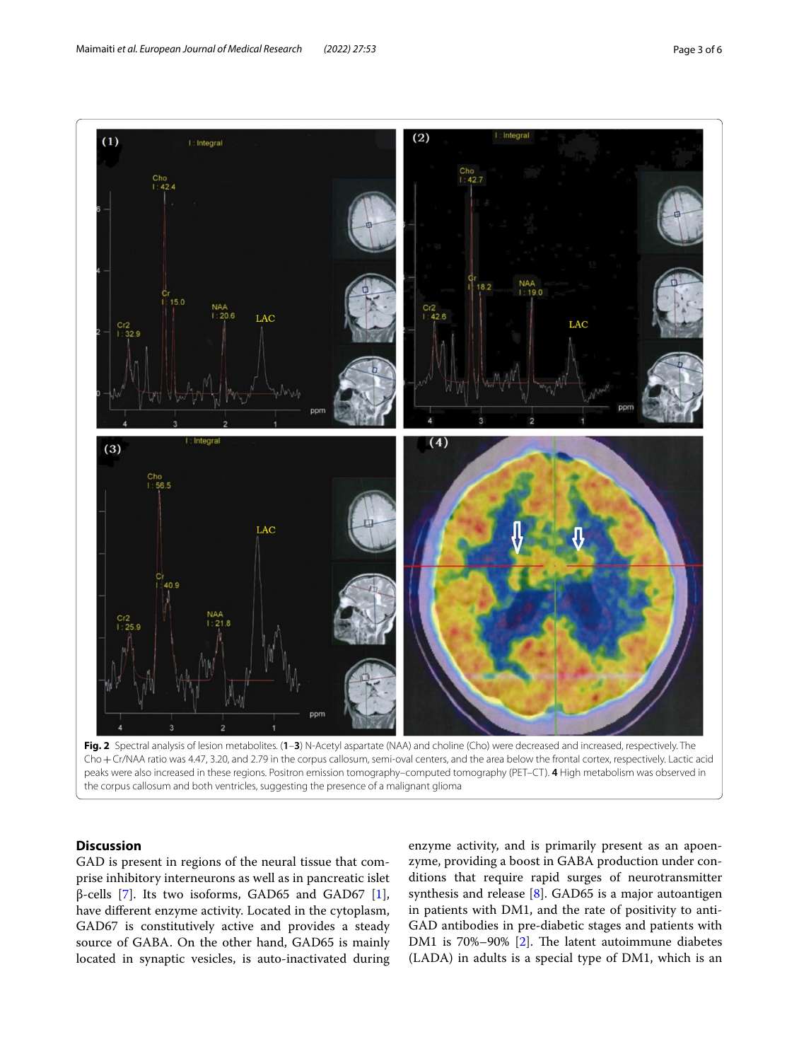**Fig. 2** Spectral analysis of lesion metabolites. (**1**–**3**) N-Acetyl aspartate (NAA) and choline (Cho) were decreased and increased, respectively. The Cho + Cr/NAA ratio was 4.47, 3.20, and 2.79 in the corpus callosum, semi-oval centers, and the area below the frontal cortex, respectively. Lactic acid peaks were also increased in these regions. Positron emission tomography–computed tomography (PET–CT). **4** High metabolism was observed in the corpus callosum and both ventricles, suggesting the presence of a malignant glioma

## Discussion

GAD is present in regions of the neural tissue that comprise inhibitory interneurons as well as in pancreatic islet β-cells [7]. Its two isoforms, GAD65 and GAD67 [1], have different enzyme activity. Located in the cytoplasm, GAD67 is constitutively active and provides a steady source of GABA. On the other hand, GAD65 is mainly located in synaptic vesicles, is auto-inactivated during enzyme activity, and is primarily present as an apoenzyme, providing a boost in GABA production under conditions that require rapid surges of neurotransmitter synthesis and release [8]. GAD65 is a major autoantigen in patients with DM1, and the rate of positivity to anti-GAD antibodies in pre-diabetic stages and patients with DM1 is 70%–90% [2]. The latent autoimmune diabetes (LADA) in adults is a special type of DM1, which is an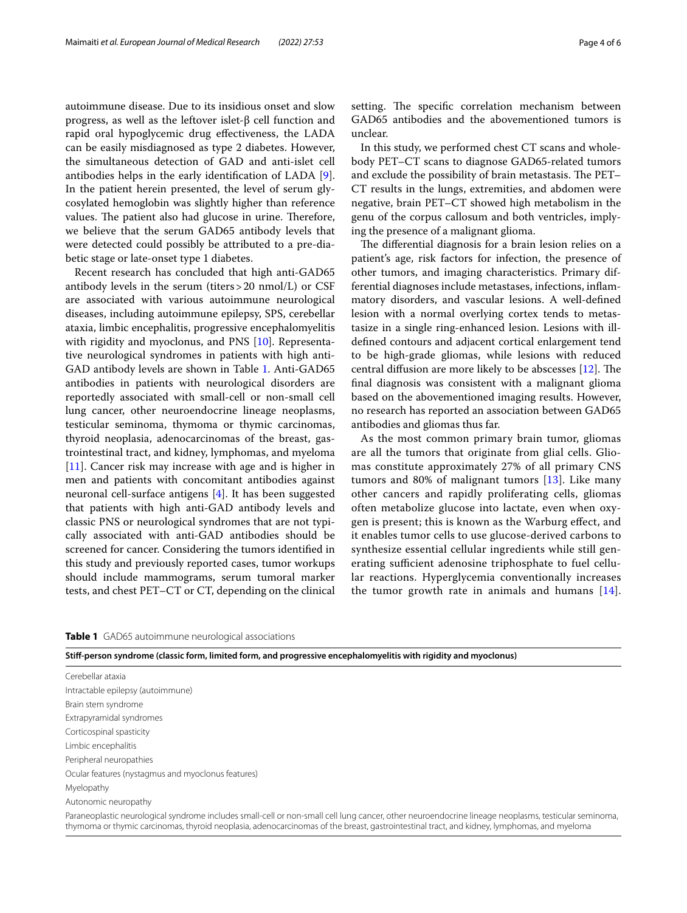autoimmune disease. Due to its insidious onset and slow progress, as well as the leftover islet-β cell function and rapid oral hypoglycemic drug effectiveness, the LADA can be easily misdiagnosed as type 2 diabetes. However, the simultaneous detection of GAD and anti-islet cell antibodies helps in the early identification of LADA [9]. In the patient herein presented, the level of serum glycosylated hemoglobin was slightly higher than reference values. The patient also had glucose in urine. Therefore, we believe that the serum GAD65 antibody levels that were detected could possibly be attributed to a pre-diabetic stage or late-onset type 1 diabetes.

Recent research has concluded that high anti-GAD65 antibody levels in the serum (titers > 20 nmol/L) or CSF are associated with various autoimmune neurological diseases, including autoimmune epilepsy, SPS, cerebellar ataxia, limbic encephalitis, progressive encephalomyelitis with rigidity and myoclonus, and PNS [10]. Representative neurological syndromes in patients with high anti-GAD antibody levels are shown in Table 1. Anti-GAD65 antibodies in patients with neurological disorders are reportedly associated with small-cell or non-small cell lung cancer, other neuroendocrine lineage neoplasms, testicular seminoma, thymoma or thymic carcinomas, thyroid neoplasia, adenocarcinomas of the breast, gastrointestinal tract, and kidney, lymphomas, and myeloma [11]. Cancer risk may increase with age and is higher in men and patients with concomitant antibodies against neuronal cell-surface antigens [4]. It has been suggested that patients with high anti-GAD antibody levels and classic PNS or neurological syndromes that are not typically associated with anti-GAD antibodies should be screened for cancer. Considering the tumors identified in this study and previously reported cases, tumor workups should include mammograms, serum tumoral marker tests, and chest PET–CT or CT, depending on the clinical setting. The specific correlation mechanism between GAD65 antibodies and the abovementioned tumors is unclear.

In this study, we performed chest CT scans and whole-body PET–CT scans to diagnose GAD65-related tumors and exclude the possibility of brain metastasis. The PET–CT results in the lungs, extremities, and abdomen were negative, brain PET–CT showed high metabolism in the genu of the corpus callosum and both ventricles, implying the presence of a malignant glioma.

The differential diagnosis for a brain lesion relies on a patient's age, risk factors for infection, the presence of other tumors, and imaging characteristics. Primary differential diagnoses include metastases, infections, inflammatory disorders, and vascular lesions. A well-defined lesion with a normal overlying cortex tends to metastasize in a single ring-enhanced lesion. Lesions with ill-defined contours and adjacent cortical enlargement tend to be high-grade gliomas, while lesions with reduced central diffusion are more likely to be abscesses [12]. The final diagnosis was consistent with a malignant glioma based on the abovementioned imaging results. However, no research has reported an association between GAD65 antibodies and gliomas thus far.

As the most common primary brain tumor, gliomas are all the tumors that originate from glial cells. Gliomas constitute approximately 27% of all primary CNS tumors and 80% of malignant tumors [13]. Like many other cancers and rapidly proliferating cells, gliomas often metabolize glucose into lactate, even when oxygen is present; this is known as the Warburg effect, and it enables tumor cells to use glucose-derived carbons to synthesize essential cellular ingredients while still generating sufficient adenosine triphosphate to fuel cellular reactions. Hyperglycemia conventionally increases the tumor growth rate in animals and humans [14].

**Table 1** GAD65 autoimmune neurological associations

| **Stiff-person syndrome (classic form, limited form, and progressive encephalomyelitis with rigidity and myoclonus)** |
|---|
| Cerebellar ataxia |
| Intractable epilepsy (autoimmune) |
| Brain stem syndrome |
| Extrapyramidal syndromes |
| Corticospinal spasticity |
| Limbic encephalitis |
| Peripheral neuropathies |
| Ocular features (nystagmus and myoclonus features) |
| Myelopathy |
| Autonomic neuropathy |
| Paraneoplastic neurological syndrome includes small-cell or non-small cell lung cancer, other neuroendocrine lineage neoplasms, testicular seminoma, thymoma or thymic carcinomas, thyroid neoplasia, adenocarcinomas of the breast, gastrointestinal tract, and kidney, lymphomas, and myeloma |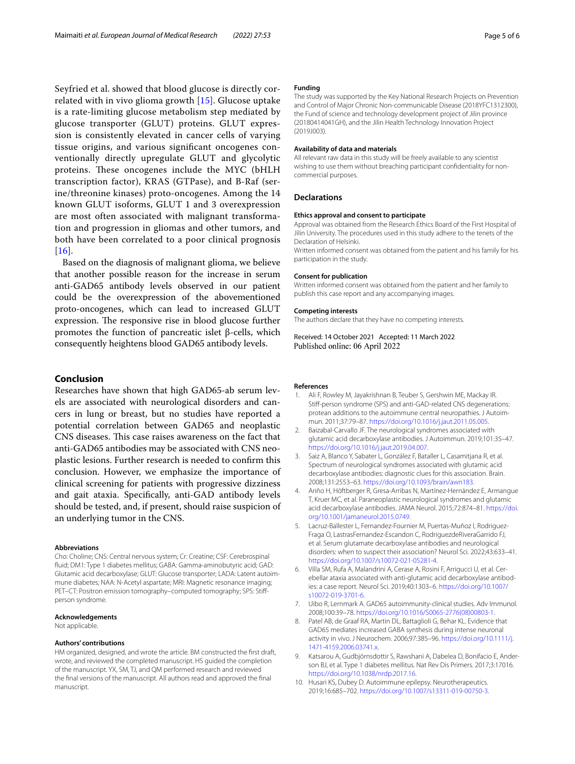Seyfried et al. showed that blood glucose is directly correlated with in vivo glioma growth [15]. Glucose uptake is a rate-limiting glucose metabolism step mediated by glucose transporter (GLUT) proteins. GLUT expression is consistently elevated in cancer cells of varying tissue origins, and various significant oncogenes conventionally directly upregulate GLUT and glycolytic proteins. These oncogenes include the MYC (bHLH transcription factor), KRAS (GTPase), and B-Raf (serine/threonine kinases) proto-oncogenes. Among the 14 known GLUT isoforms, GLUT 1 and 3 overexpression are most often associated with malignant transformation and progression in gliomas and other tumors, and both have been correlated to a poor clinical prognosis [16].

Based on the diagnosis of malignant glioma, we believe that another possible reason for the increase in serum anti-GAD65 antibody levels observed in our patient could be the overexpression of the abovementioned proto-oncogenes, which can lead to increased GLUT expression. The responsive rise in blood glucose further promotes the function of pancreatic islet β-cells, which consequently heightens blood GAD65 antibody levels.

## Conclusion

Researches have shown that high GAD65-ab serum levels are associated with neurological disorders and cancers in lung or breast, but no studies have reported a potential correlation between GAD65 and neoplastic CNS diseases. This case raises awareness on the fact that anti-GAD65 antibodies may be associated with CNS neoplastic lesions. Further research is needed to confirm this conclusion. However, we emphasize the importance of clinical screening for patients with progressive dizziness and gait ataxia. Specifically, anti-GAD antibody levels should be tested, and, if present, should raise suspicion of an underlying tumor in the CNS.

#### Abbreviations

Cho: Choline; CNS: Central nervous system; Cr: Creatine; CSF: Cerebrospinal fluid; DM1: Type 1 diabetes mellitus; GABA: Gamma-aminobutyric acid; GAD: Glutamic acid decarboxylase; GLUT: Glucose transporter; LADA: Latent autoimmune diabetes; NAA: N-Acetyl aspartate; MRI: Magnetic resonance imaging; PET–CT: Positron emission tomography–computed tomography; SPS: Stiff-person syndrome.

#### Acknowledgements

Not applicable.

#### Authors' contributions

HM organized, designed, and wrote the article. BM constructed the first draft, wrote, and reviewed the completed manuscript. HS guided the completion of the manuscript. YX, SM, TJ, and QM performed research and reviewed the final versions of the manuscript. All authors read and approved the final manuscript.

#### Funding

The study was supported by the Key National Research Projects on Prevention and Control of Major Chronic Non-communicable Disease (2018YFC1312300), the Fund of science and technology development project of Jilin province (20180414041GH), and the Jilin Health Technology Innovation Project (2019J003).

#### Availability of data and materials

All relevant raw data in this study will be freely available to any scientist wishing to use them without breaching participant confidentiality for non-commercial purposes.

### Declarations

#### Ethics approval and consent to participate

Approval was obtained from the Research Ethics Board of the First Hospital of Jilin University. The procedures used in this study adhere to the tenets of the Declaration of Helsinki.

Written informed consent was obtained from the patient and his family for his participation in the study.

#### Consent for publication

Written informed consent was obtained from the patient and her family to publish this case report and any accompanying images.

#### Competing interests

The authors declare that they have no competing interests.

Received: 14 October 2021 Accepted: 11 March 2022
Published online: 06 April 2022

#### References

1. Ali F, Rowley M, Jayakrishnan B, Teuber S, Gershwin ME, Mackay IR. Stiff-person syndrome (SPS) and anti-GAD-related CNS degenerations: protean additions to the autoimmune central neuropathies. J Autoimmun. 2011;37:79–87. https://doi.org/10.1016/j.jaut.2011.05.005.
2. Baizabal-Carvallo JF. The neurological syndromes associated with glutamic acid decarboxylase antibodies. J Autoimmun. 2019;101:35–47. https://doi.org/10.1016/j.jaut.2019.04.007.
3. Saiz A, Blanco Y, Sabater L, González F, Bataller L, Casamitjana R, et al. Spectrum of neurological syndromes associated with glutamic acid decarboxylase antibodies: diagnostic clues for this association. Brain. 2008;131:2553–63. https://doi.org/10.1093/brain/awn183.
4. Ariño H, Höftberger R, Gresa-Arribas N, Martínez-Hernández E, Armangue T, Kruer MC, et al. Paraneoplastic neurological syndromes and glutamic acid decarboxylase antibodies. JAMA Neurol. 2015;72:874–81. https://doi.org/10.1001/jamaneurol.2015.0749.
5. Lacruz-Ballester L, Fernandez-Fournier M, Puertas-Muñoz I, Rodriguez-Fraga O, LastrasFernandez-Escandon C, RodriguezdeRiveraGarrido FJ, et al. Serum glutamate decarboxylase antibodies and neurological disorders: when to suspect their association? Neurol Sci. 2022;43:633–41. https://doi.org/10.1007/s10072-021-05281-4.
6. Villa SM, Rufa A, Malandrini A, Cerase A, Rosini F, Arrigucci U, et al. Cerebellar ataxia associated with anti-glutamic acid decarboxylase antibodies: a case report. Neurol Sci. 2019;40:1303–6. https://doi.org/10.1007/s10072-019-3701-6.
7. Uibo R, Lernmark A. GAD65 autoimmunity-clinical studies. Adv Immunol. 2008;100:39–78. https://doi.org/10.1016/S0065-2776(08)00803-1.
8. Patel AB, de Graaf RA, Martin DL, Battaglioli G, Behar KL. Evidence that GAD65 mediates increased GABA synthesis during intense neuronal activity in vivo. J Neurochem. 2006;97:385–96. https://doi.org/10.1111/j.1471-4159.2006.03741.x.
9. Katsarou A, Gudbjörnsdottir S, Rawshani A, Dabelea D, Bonifacio E, Anderson BJ, et al. Type 1 diabetes mellitus. Nat Rev Dis Primers. 2017;3:17016. https://doi.org/10.1038/nrdp.2017.16.
10. Husari KS, Dubey D. Autoimmune epilepsy. Neurotherapeutics. 2019;16:685–702. https://doi.org/10.1007/s13311-019-00750-3.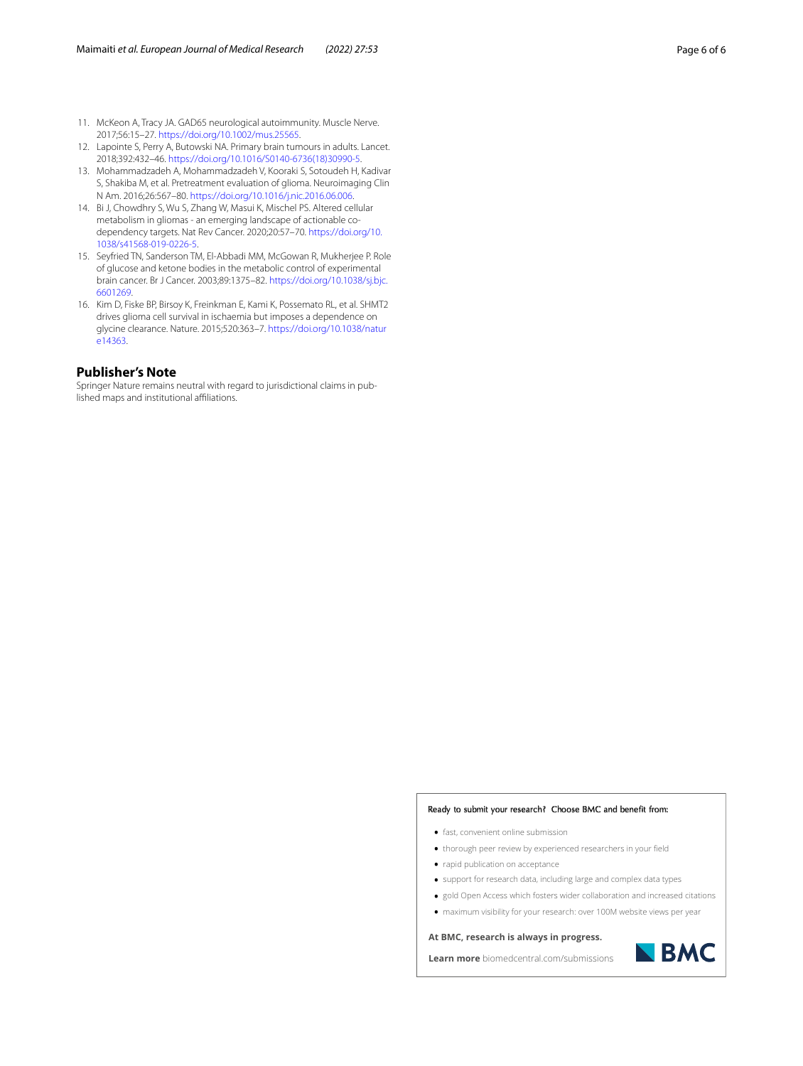11. McKeon A, Tracy JA. GAD65 neurological autoimmunity. Muscle Nerve. 2017;56:15–27. https://doi.org/10.1002/mus.25565.
12. Lapointe S, Perry A, Butowski NA. Primary brain tumours in adults. Lancet. 2018;392:432–46. https://doi.org/10.1016/S0140-6736(18)30990-5.
13. Mohammadzadeh A, Mohammadzadeh V, Kooraki S, Sotoudeh H, Kadivar S, Shakiba M, et al. Pretreatment evaluation of glioma. Neuroimaging Clin N Am. 2016;26:567–80. https://doi.org/10.1016/j.nic.2016.06.006.
14. Bi J, Chowdhry S, Wu S, Zhang W, Masui K, Mischel PS. Altered cellular metabolism in gliomas - an emerging landscape of actionable co-dependency targets. Nat Rev Cancer. 2020;20:57–70. https://doi.org/10.1038/s41568-019-0226-5.
15. Seyfried TN, Sanderson TM, El-Abbadi MM, McGowan R, Mukherjee P. Role of glucose and ketone bodies in the metabolic control of experimental brain cancer. Br J Cancer. 2003;89:1375–82. https://doi.org/10.1038/sj.bjc.6601269.
16. Kim D, Fiske BP, Birsoy K, Freinkman E, Kami K, Possemato RL, et al. SHMT2 drives glioma cell survival in ischaemia but imposes a dependence on glycine clearance. Nature. 2015;520:363–7. https://doi.org/10.1038/nature14363.

## Publisher's Note

Springer Nature remains neutral with regard to jurisdictional claims in published maps and institutional affiliations.

Ready to submit your research? Choose BMC and benefit from:

- fast, convenient online submission
- thorough peer review by experienced researchers in your field
- rapid publication on acceptance
- support for research data, including large and complex data types
- gold Open Access which fosters wider collaboration and increased citations
- maximum visibility for your research: over 100M website views per year

**At BMC, research is always in progress.**

**Learn more** biomedcentral.com/submissions

BMC